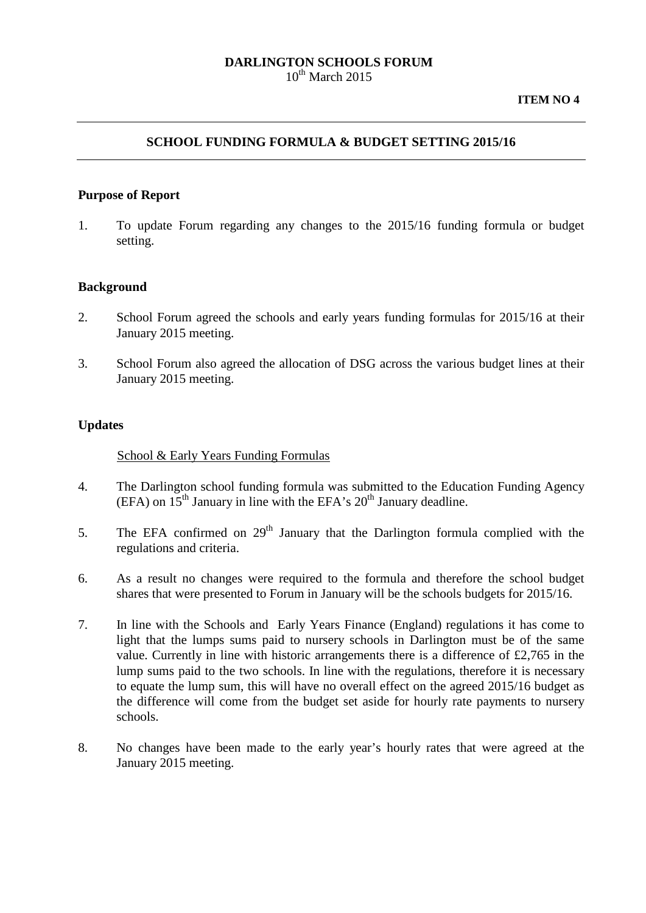**DARLINGTON SCHOOLS FORUM**
10th March 2015

**ITEM NO 4**

---

## SCHOOL FUNDING FORMULA & BUDGET SETTING 2015/16

---

### Purpose of Report

1. To update Forum regarding any changes to the 2015/16 funding formula or budget setting.

### Background

2. School Forum agreed the schools and early years funding formulas for 2015/16 at their January 2015 meeting.

3. School Forum also agreed the allocation of DSG across the various budget lines at their January 2015 meeting.

### Updates

School & Early Years Funding Formulas

4. The Darlington school funding formula was submitted to the Education Funding Agency (EFA) on 15th January in line with the EFA's 20th January deadline.

5. The EFA confirmed on 29th January that the Darlington formula complied with the regulations and criteria.

6. As a result no changes were required to the formula and therefore the school budget shares that were presented to Forum in January will be the schools budgets for 2015/16.

7. In line with the Schools and Early Years Finance (England) regulations it has come to light that the lumps sums paid to nursery schools in Darlington must be of the same value. Currently in line with historic arrangements there is a difference of £2,765 in the lump sums paid to the two schools. In line with the regulations, therefore it is necessary to equate the lump sum, this will have no overall effect on the agreed 2015/16 budget as the difference will come from the budget set aside for hourly rate payments to nursery schools.

8. No changes have been made to the early year's hourly rates that were agreed at the January 2015 meeting.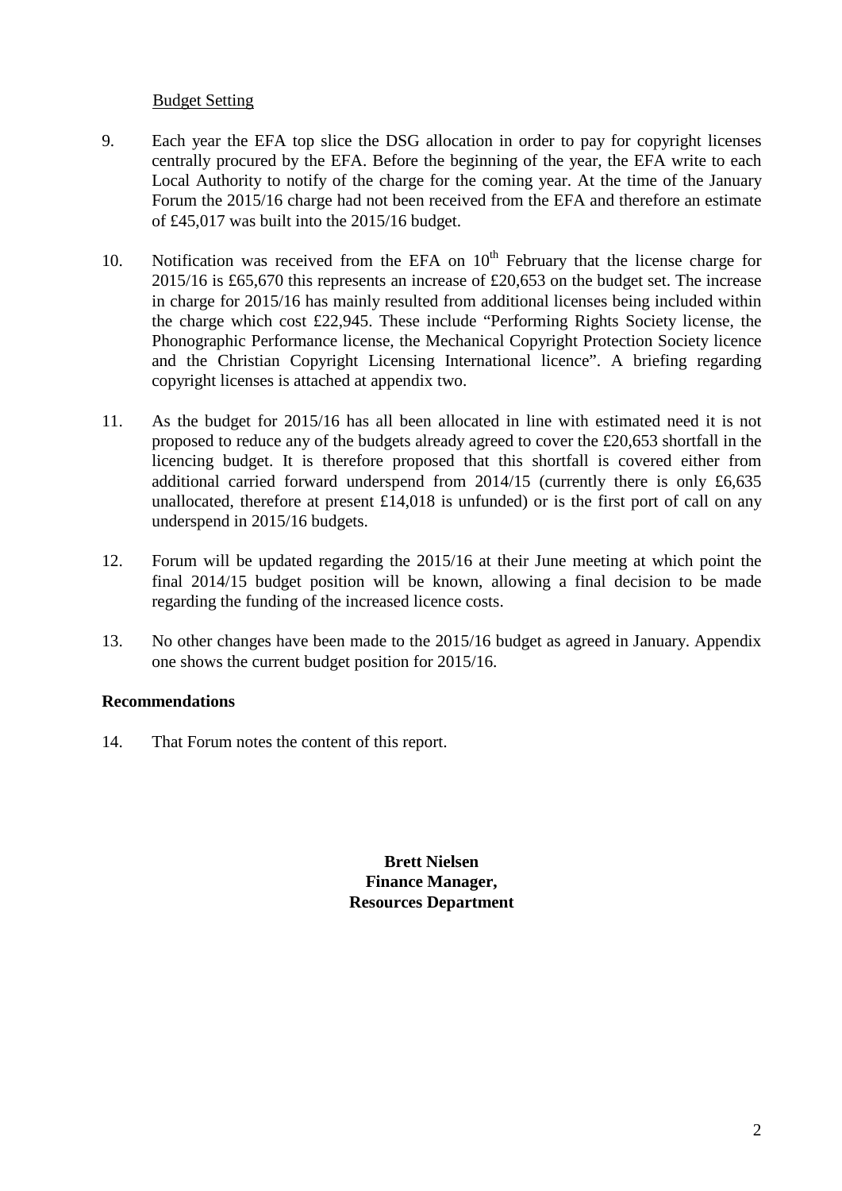Budget Setting

9. Each year the EFA top slice the DSG allocation in order to pay for copyright licenses centrally procured by the EFA. Before the beginning of the year, the EFA write to each Local Authority to notify of the charge for the coming year. At the time of the January Forum the 2015/16 charge had not been received from the EFA and therefore an estimate of £45,017 was built into the 2015/16 budget.

10. Notification was received from the EFA on 10th February that the license charge for 2015/16 is £65,670 this represents an increase of £20,653 on the budget set. The increase in charge for 2015/16 has mainly resulted from additional licenses being included within the charge which cost £22,945. These include "Performing Rights Society license, the Phonographic Performance license, the Mechanical Copyright Protection Society licence and the Christian Copyright Licensing International licence". A briefing regarding copyright licenses is attached at appendix two.

11. As the budget for 2015/16 has all been allocated in line with estimated need it is not proposed to reduce any of the budgets already agreed to cover the £20,653 shortfall in the licencing budget. It is therefore proposed that this shortfall is covered either from additional carried forward underspend from 2014/15 (currently there is only £6,635 unallocated, therefore at present £14,018 is unfunded) or is the first port of call on any underspend in 2015/16 budgets.

12. Forum will be updated regarding the 2015/16 at their June meeting at which point the final 2014/15 budget position will be known, allowing a final decision to be made regarding the funding of the increased licence costs.

13. No other changes have been made to the 2015/16 budget as agreed in January. Appendix one shows the current budget position for 2015/16.

**Recommendations**

14. That Forum notes the content of this report.

**Brett Nielsen**
**Finance Manager,**
**Resources Department**